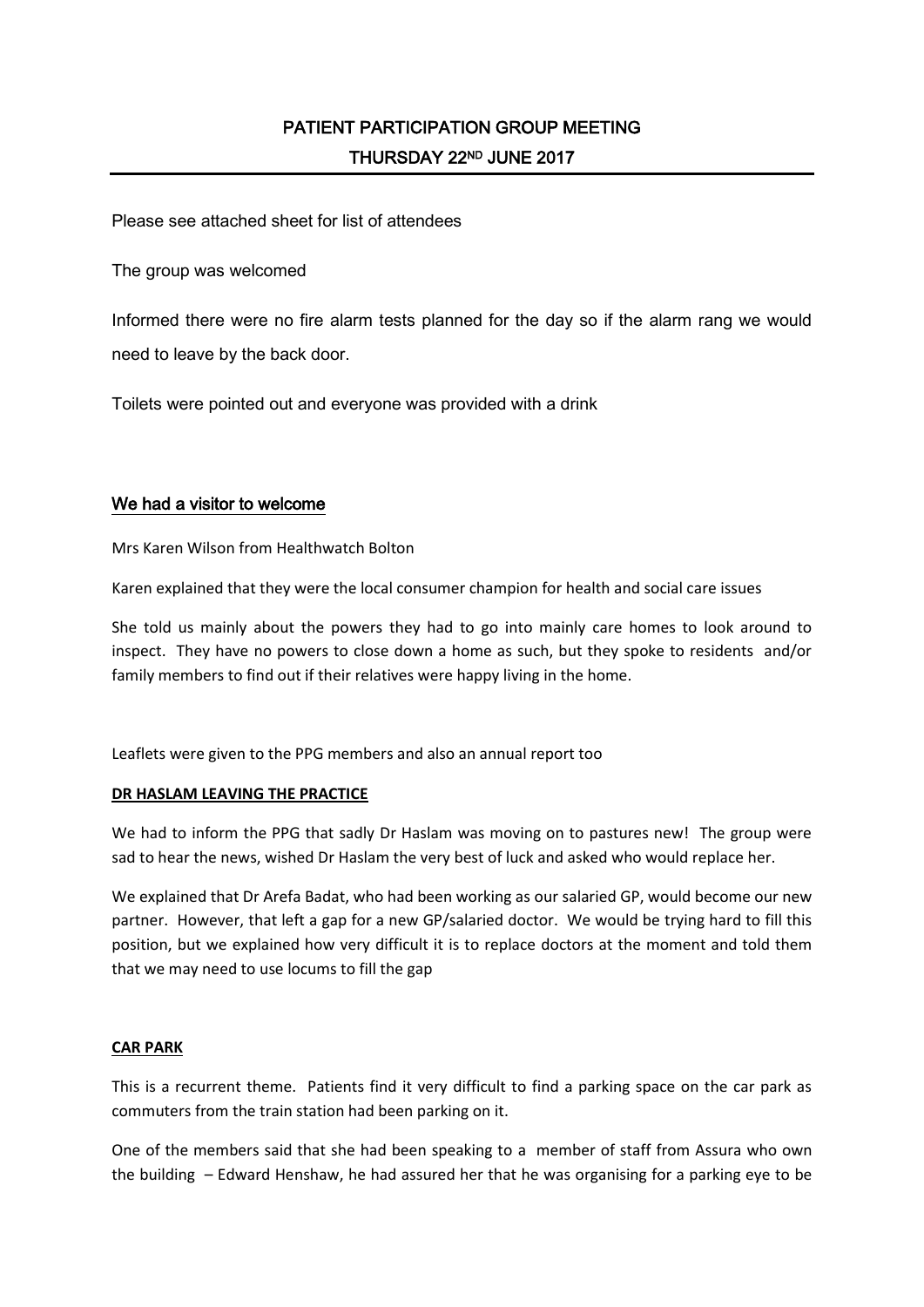# PATIENT PARTICIPATION GROUP MEETING
## THURSDAY 22ND JUNE 2017

Please see attached sheet for list of attendees

The group was welcomed

Informed there were no fire alarm tests planned for the day so if the alarm rang we would need to leave by the back door.

Toilets were pointed out and everyone was provided with a drink

### We had a visitor to welcome

Mrs Karen Wilson from Healthwatch Bolton

Karen explained that they were the local consumer champion for health and social care issues

She told us mainly about the powers they had to go into mainly care homes to look around to inspect. They have no powers to close down a home as such, but they spoke to residents and/or family members to find out if their relatives were happy living in the home.

Leaflets were given to the PPG members and also an annual report too

**DR HASLAM LEAVING THE PRACTICE**

We had to inform the PPG that sadly Dr Haslam was moving on to pastures new! The group were sad to hear the news, wished Dr Haslam the very best of luck and asked who would replace her.

We explained that Dr Arefa Badat, who had been working as our salaried GP, would become our new partner. However, that left a gap for a new GP/salaried doctor. We would be trying hard to fill this position, but we explained how very difficult it is to replace doctors at the moment and told them that we may need to use locums to fill the gap

**CAR PARK**

This is a recurrent theme. Patients find it very difficult to find a parking space on the car park as commuters from the train station had been parking on it.

One of the members said that she had been speaking to a member of staff from Assura who own the building – Edward Henshaw, he had assured her that he was organising for a parking eye to be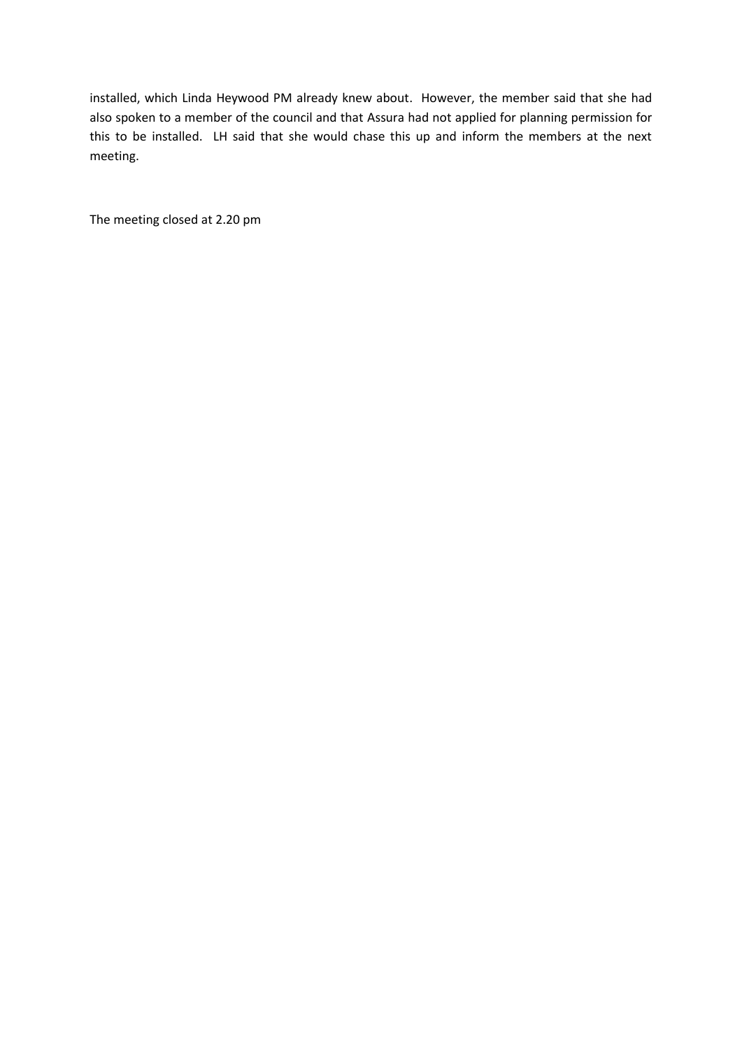installed, which Linda Heywood PM already knew about. However, the member said that she had also spoken to a member of the council and that Assura had not applied for planning permission for this to be installed. LH said that she would chase this up and inform the members at the next meeting.

The meeting closed at 2.20 pm